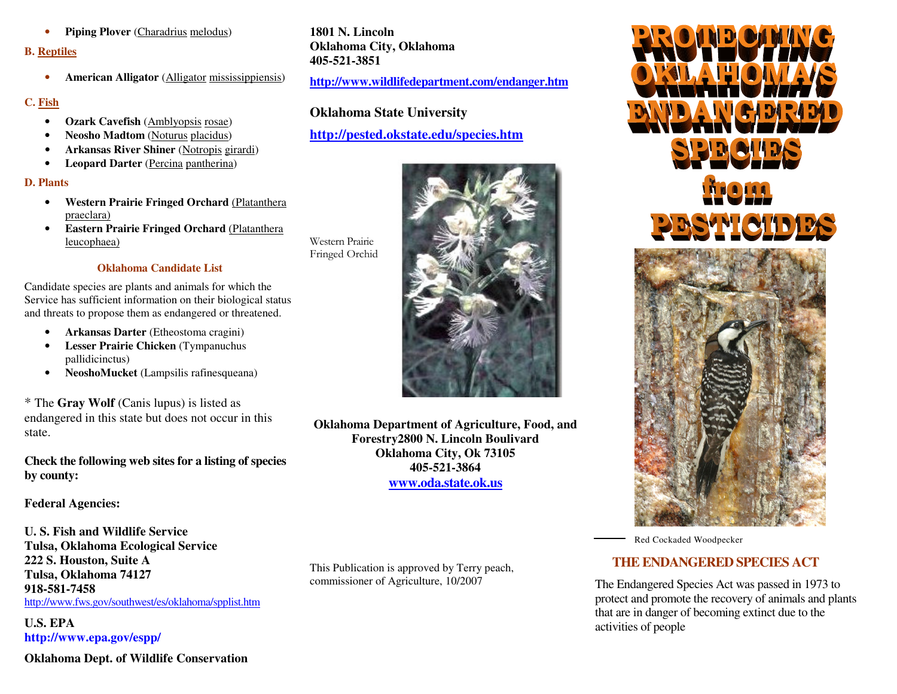- **Piping Plover** (Charadrius melodus)

**B. Reptiles**

- **American Alligator** (Alligator mississippiensis)

**C. Fish**

- **Ozark Cavefish** (Amblyopsis rosae)
- **Neosho Madtom** (Noturus placidus)
- **Arkansas River Shiner** (Notropis girardi)
- **Leopard Darter** (Percina pantherina)

**D. Plants**

- **Western Prairie Fringed Orchard** (Platanthera praeclara)
- **Eastern Prairie Fringed Orchard** (Platanthera leucophaea)

### Oklahoma Candidate List

Candidate species are plants and animals for which the Service has sufficient information on their biological status and threats to propose them as endangered or threatened.

- **Arkansas Darter** (Etheostoma cragini)
- **Lesser Prairie Chicken** (Tympanuchus pallidicinctus)
- **NeoshoMucket** (Lampsilis rafinesqueana)

* The **Gray Wolf** (Canis lupus) is listed as endangered in this state but does not occur in this state.

**Check the following web sites for a listing of species by county:**

**Federal Agencies:**

**U. S. Fish and Wildlife Service**
**Tulsa, Oklahoma Ecological Service**
**222 S. Houston, Suite A**
**Tulsa, Oklahoma 74127**
**918-581-7458**
http://www.fws.gov/southwest/es/oklahoma/spplist.htm

**U.S. EPA**
**http://www.epa.gov/espp/**

**Oklahoma Dept. of Wildlife Conservation**
**1801 N. Lincoln**
**Oklahoma City, Oklahoma**
**405-521-3851**

**http://www.wildlifedepartment.com/endanger.htm**

**Oklahoma State University**

**http://pested.okstate.edu/species.htm**

Western Prairie Fringed Orchid

**Oklahoma Department of Agriculture, Food, and Forestry2800 N. Lincoln Boulivard**
**Oklahoma City, Ok 73105**
**405-521-3864**
**www.oda.state.ok.us**

This Publication is approved by Terry peach, commissioner of Agriculture, 10/2007

# PROTECTING OKLAHOMA'S ENDANGERED SPECIES from PESTICIDES

Red Cockaded Woodpecker

## THE ENDANGERED SPECIES ACT

The Endangered Species Act was passed in 1973 to protect and promote the recovery of animals and plants that are in danger of becoming extinct due to the activities of people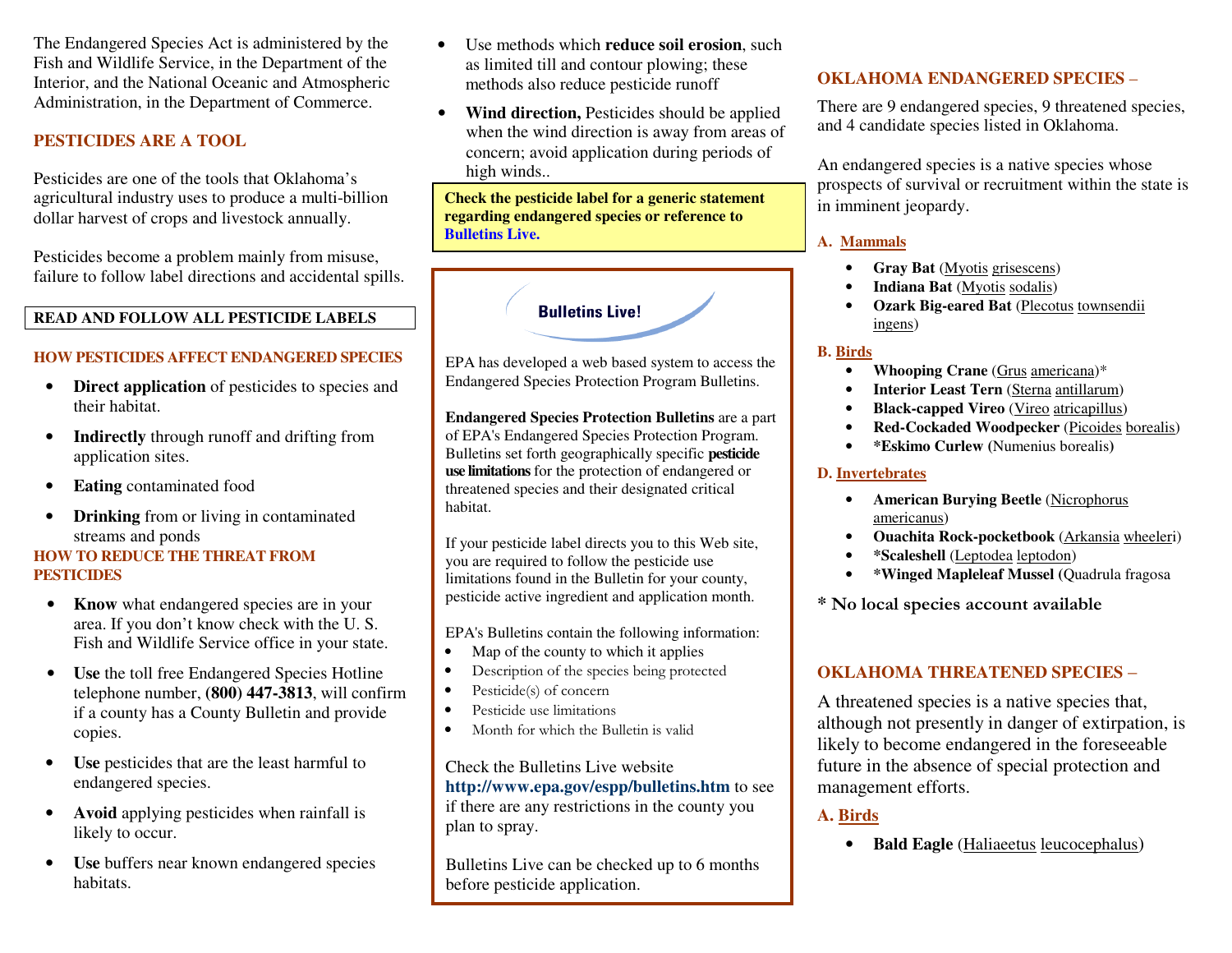The Endangered Species Act is administered by the Fish and Wildlife Service, in the Department of the Interior, and the National Oceanic and Atmospheric Administration, in the Department of Commerce.

## PESTICIDES ARE A TOOL

Pesticides are one of the tools that Oklahoma's agricultural industry uses to produce a multi-billion dollar harvest of crops and livestock annually.

Pesticides become a problem mainly from misuse, failure to follow label directions and accidental spills.

**READ AND FOLLOW ALL PESTICIDE LABELS**

### HOW PESTICIDES AFFECT ENDANGERED SPECIES

- **Direct application** of pesticides to species and their habitat.
- **Indirectly** through runoff and drifting from application sites.
- **Eating** contaminated food
- **Drinking** from or living in contaminated streams and ponds

### HOW TO REDUCE THE THREAT FROM PESTICIDES

- **Know** what endangered species are in your area. If you don't know check with the U. S. Fish and Wildlife Service office in your state.
- **Use** the toll free Endangered Species Hotline telephone number, **(800) 447-3813**, will confirm if a county has a County Bulletin and provide copies.
- **Use** pesticides that are the least harmful to endangered species.
- **Avoid** applying pesticides when rainfall is likely to occur.
- **Use** buffers near known endangered species habitats.
- Use methods which **reduce soil erosion**, such as limited till and contour plowing; these methods also reduce pesticide runoff
- **Wind direction,** Pesticides should be applied when the wind direction is away from areas of concern; avoid application during periods of high winds..

**Check the pesticide label for a generic statement regarding endangered species or reference to Bulletins Live.**

### Bulletins Live!

EPA has developed a web based system to access the Endangered Species Protection Program Bulletins.

**Endangered Species Protection Bulletins** are a part of EPA's Endangered Species Protection Program. Bulletins set forth geographically specific **pesticide use limitations** for the protection of endangered or threatened species and their designated critical habitat.

If your pesticide label directs you to this Web site, you are required to follow the pesticide use limitations found in the Bulletin for your county, pesticide active ingredient and application month.

EPA's Bulletins contain the following information:

- Map of the county to which it applies
- Description of the species being protected
- Pesticide(s) of concern
- Pesticide use limitations
- Month for which the Bulletin is valid

Check the Bulletins Live website **http://www.epa.gov/espp/bulletins.htm** to see if there are any restrictions in the county you plan to spray.

Bulletins Live can be checked up to 6 months before pesticide application.

## OKLAHOMA ENDANGERED SPECIES –

There are 9 endangered species, 9 threatened species, and 4 candidate species listed in Oklahoma.

An endangered species is a native species whose prospects of survival or recruitment within the state is in imminent jeopardy.

### A. Mammals

- **Gray Bat** (Myotis grisescens)
- **Indiana Bat** (Myotis sodalis)
- **Ozark Big-eared Bat** (Plecotus townsendii ingens)

### B. Birds

- **Whooping Crane** (Grus americana)*
- **Interior Least Tern** (Sterna antillarum)
- **Black-capped Vireo** (Vireo atricapillus)
- **Red-Cockaded Woodpecker** (Picoides borealis)
- ***Eskimo Curlew** (Numenius borealis)

### D. Invertebrates

- **American Burying Beetle** (Nicrophorus americanus)
- **Ouachita Rock-pocketbook** (Arkansia wheeleri)
- ***Scaleshell** (Leptodea leptodon)
- ***Winged Mapleleaf Mussel (**Quadrula fragosa

**\* No local species account available**

## OKLAHOMA THREATENED SPECIES –

A threatened species is a native species that, although not presently in danger of extirpation, is likely to become endangered in the foreseeable future in the absence of special protection and management efforts.

### A. Birds

- **Bald Eagle** (Haliaeetus leucocephalus)